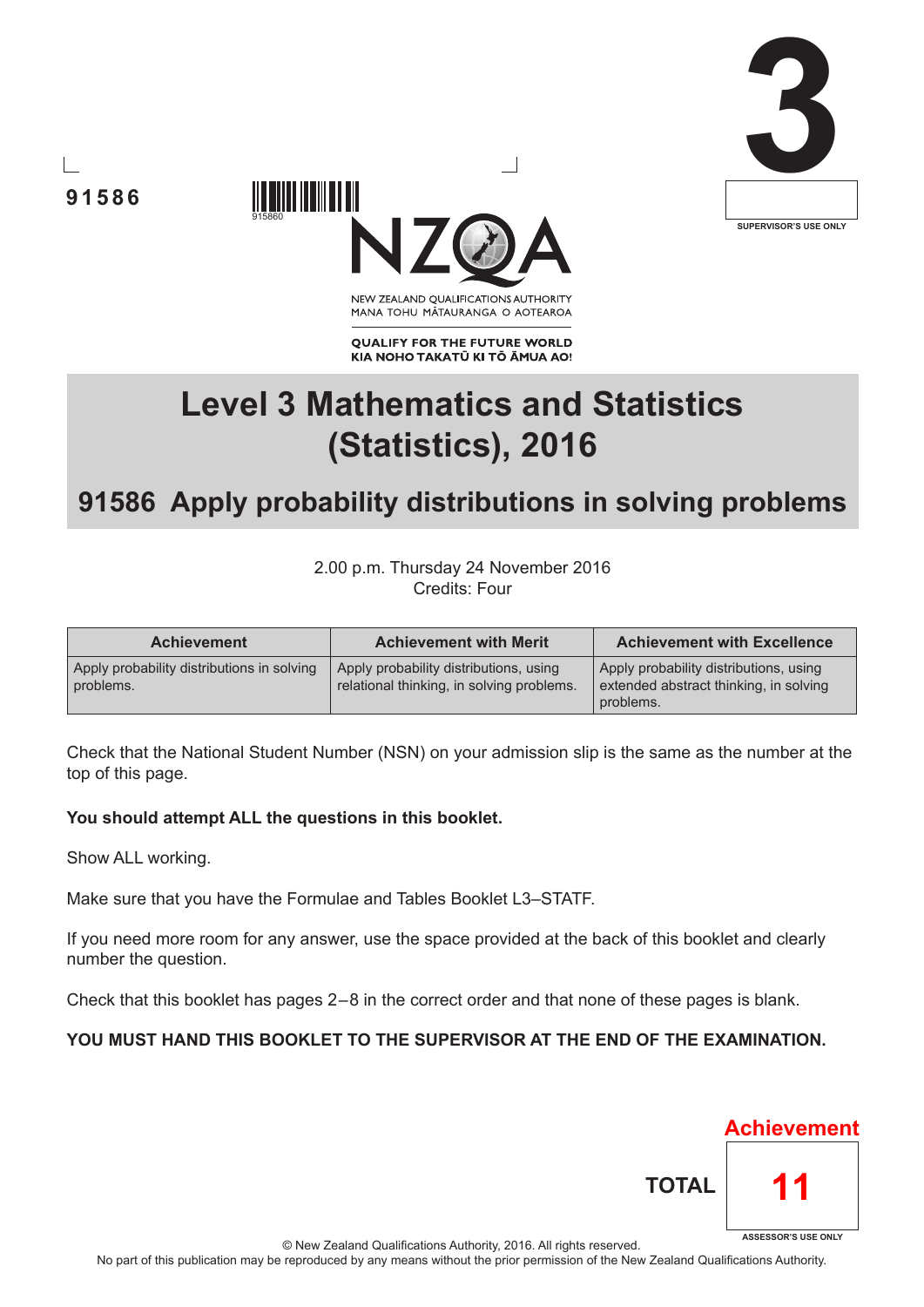91586

3

SUPERVISOR'S USE ONLY

NEW ZEALAND QUALIFICATIONS AUTHORITY
MANA TOHU MĀTAURANGA O AOTEAROA

**QUALIFY FOR THE FUTURE WORLD**
**KIA NOHO TAKATŪ KI TŌ ĀMUA AO!**

# Level 3 Mathematics and Statistics (Statistics), 2016

## 91586 Apply probability distributions in solving problems

2.00 p.m. Thursday 24 November 2016
Credits: Four

| Achievement | Achievement with Merit | Achievement with Excellence |
| --- | --- | --- |
| Apply probability distributions in solving problems. | Apply probability distributions, using relational thinking, in solving problems. | Apply probability distributions, using extended abstract thinking, in solving problems. |

Check that the National Student Number (NSN) on your admission slip is the same as the number at the top of this page.

**You should attempt ALL the questions in this booklet.**

Show ALL working.

Make sure that you have the Formulae and Tables Booklet L3–STATF.

If you need more room for any answer, use the space provided at the back of this booklet and clearly number the question.

Check that this booklet has pages 2–8 in the correct order and that none of these pages is blank.

**YOU MUST HAND THIS BOOKLET TO THE SUPERVISOR AT THE END OF THE EXAMINATION.**

Achievement

**TOTAL** 11

ASSESSOR'S USE ONLY

© New Zealand Qualifications Authority, 2016. All rights reserved.
No part of this publication may be reproduced by any means without the prior permission of the New Zealand Qualifications Authority.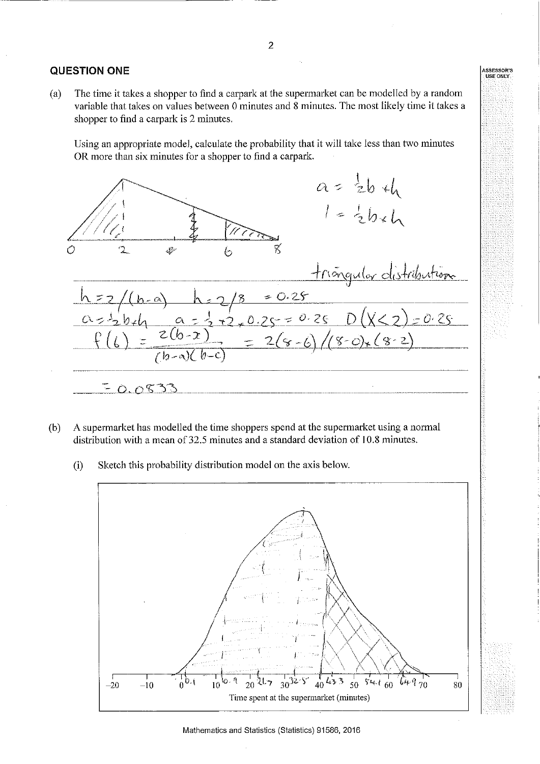## QUESTION ONE

(a) The time it takes a shopper to find a carpark at the supermarket can be modelled by a random variable that takes on values between 0 minutes and 8 minutes. The most likely time it takes a shopper to find a carpark is 2 minutes.

Using an appropriate model, calculate the probability that it will take less than two minutes OR more than six minutes for a shopper to find a carpark.

0 2 4 6 8

$a = \frac{1}{2}b \times h$

$1 = \frac{1}{2}b \times h$

triangular distribution

$h = 2/(b-a)$ $h = 2/8 = 0.25$

$a = \frac{1}{2}b \times h$ $a = \frac{1}{2} \times 2 \times 0.25 = 0.25$ $P(X<2) = 0.25$

$f(6) = \frac{2(b-x)}{(b-a)(b-c)} = 2(8-6)/((8-0)\times(8-2))$

$= 0.0833$

(b) A supermarket has modelled the time shoppers spend at the supermarket using a normal distribution with a mean of 32.5 minutes and a standard deviation of 10.8 minutes.

(i) Sketch this probability distribution model on the axis below.

−20 −10 0 0.1 10 10.9 20 21.7 30 32.5 40 43.3 50 54.1 60 64.9 70 80

Time spent at the supermarket (minutes)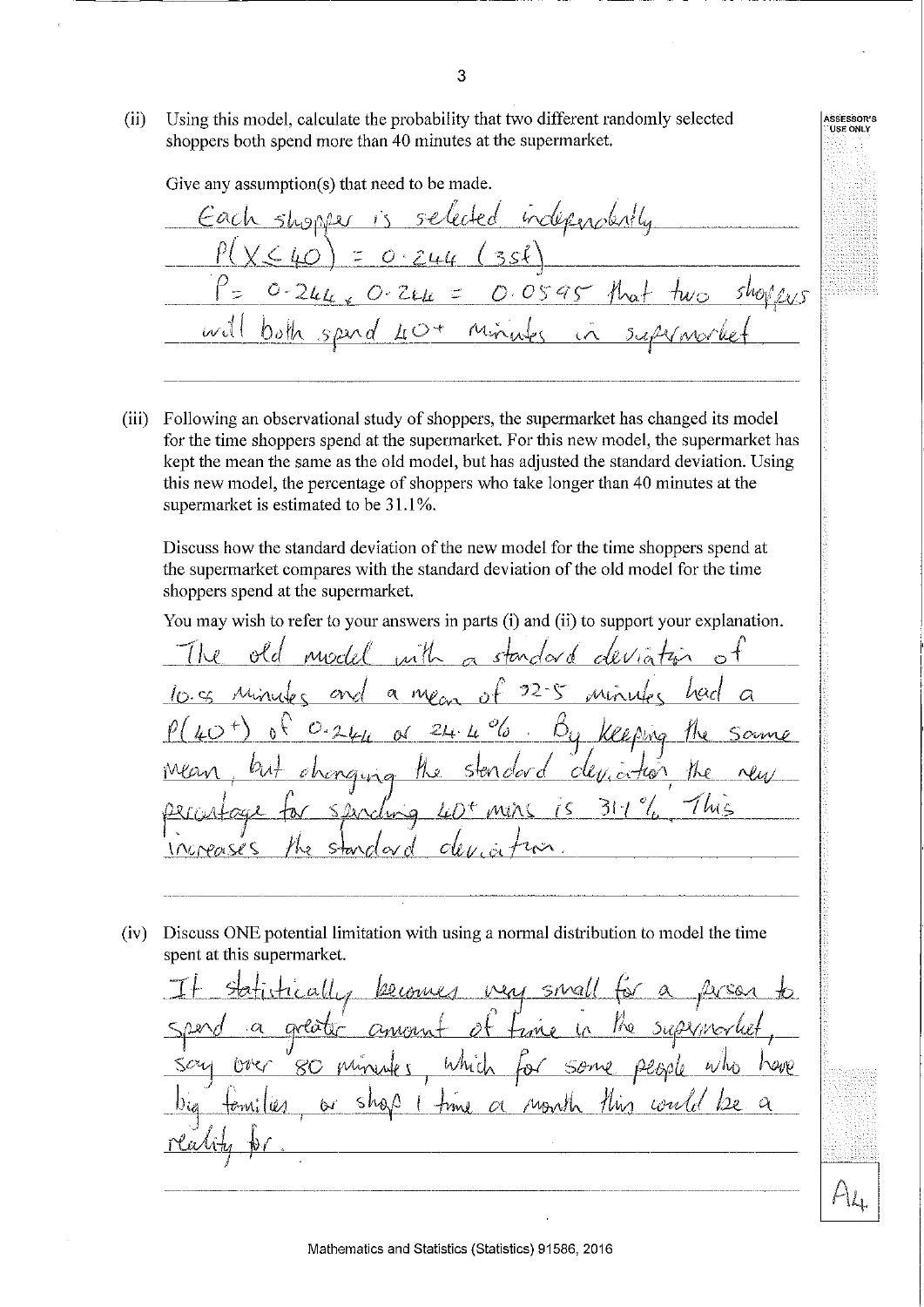(ii) Using this model, calculate the probability that two different randomly selected shoppers both spend more than 40 minutes at the supermarket.

Give any assumption(s) that need to be made.

Each shopper is selected independently

$P(X \leq 40) = 0.244$ (3sf)

$P = 0.244 \times 0.244 = 0.0595$ that two shoppers will both spend 40+ minutes in supermarket

(iii) Following an observational study of shoppers, the supermarket has changed its model for the time shoppers spend at the supermarket. For this new model, the supermarket has kept the mean the same as the old model, but has adjusted the standard deviation. Using this new model, the percentage of shoppers who take longer than 40 minutes at the supermarket is estimated to be 31.1%.

Discuss how the standard deviation of the new model for the time shoppers spend at the supermarket compares with the standard deviation of the old model for the time shoppers spend at the supermarket.

You may wish to refer to your answers in parts (i) and (ii) to support your explanation.

The old model with a standard deviation of 10.5 minutes and a mean of 32.5 minutes had a P(40+) of 0.244 or 24.4%. By keeping the same mean, but changing the standard deviation the new percentage for spending 40+ mins is 31.1%. This increases the standard deviation.

(iv) Discuss ONE potential limitation with using a normal distribution to model the time spent at this supermarket.

It statistically becomes very small for a person to spend a greater amount of time in the supermarket, say over 80 minutes, which for some people who have big families, or shop 1 time a month this would be a reality for.

A4

Mathematics and Statistics (Statistics) 91586, 2016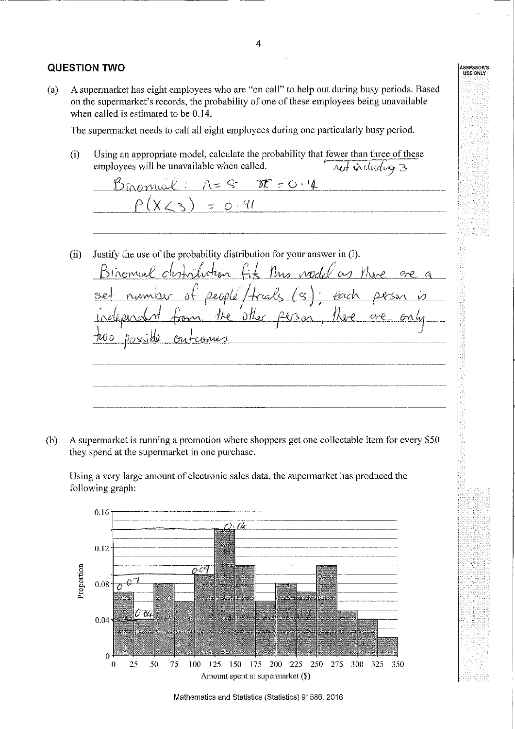## QUESTION TWO

(a) A supermarket has eight employees who are "on call" to help out during busy periods. Based on the supermarket's records, the probability of one of these employees being unavailable when called is estimated to be 0.14.

The supermarket needs to call all eight employees during one particularly busy period.

(i) Using an appropriate model, calculate the probability that fewer than three of these employees will be unavailable when called. *not including 3*

*Binomial: $n = 8$ $\pi = 0.14$*

*$P(X < 3) = 0.91$*

(ii) Justify the use of the probability distribution for your answer in (i).

*Binomial distribution fits this model as there are a set number of people/trials (8); each person is independent from the other person, there are only two possible outcomes*

(b) A supermarket is running a promotion where shoppers get one collectable item for every $50 they spend at the supermarket in one purchase.

Using a very large amount of electronic sales data, the supermarket has produced the following graph:

| Amount spent at supermarket ($) | Proportion |
|---|---|
| 0–25 | 0.07 |
| 25–50 | 0.04 |
| 50–75 | 0.08 |
| 75–100 | 0.06 |
| 100–125 | 0.09 |
| 125–150 | 0.14 |
| 150–175 | 0.10 |
| 175–200 | 0.06 |
| 200–225 | 0.08 |
| 225–250 | 0.07 |
| 250–275 | 0.10 |
| 275–300 | 0.05 |
| 300–325 | 0.04 |
| 325–350 | 0.02 |

*(Handwritten annotations on graph: 0.07, 0.04, 0.09, 0.14)*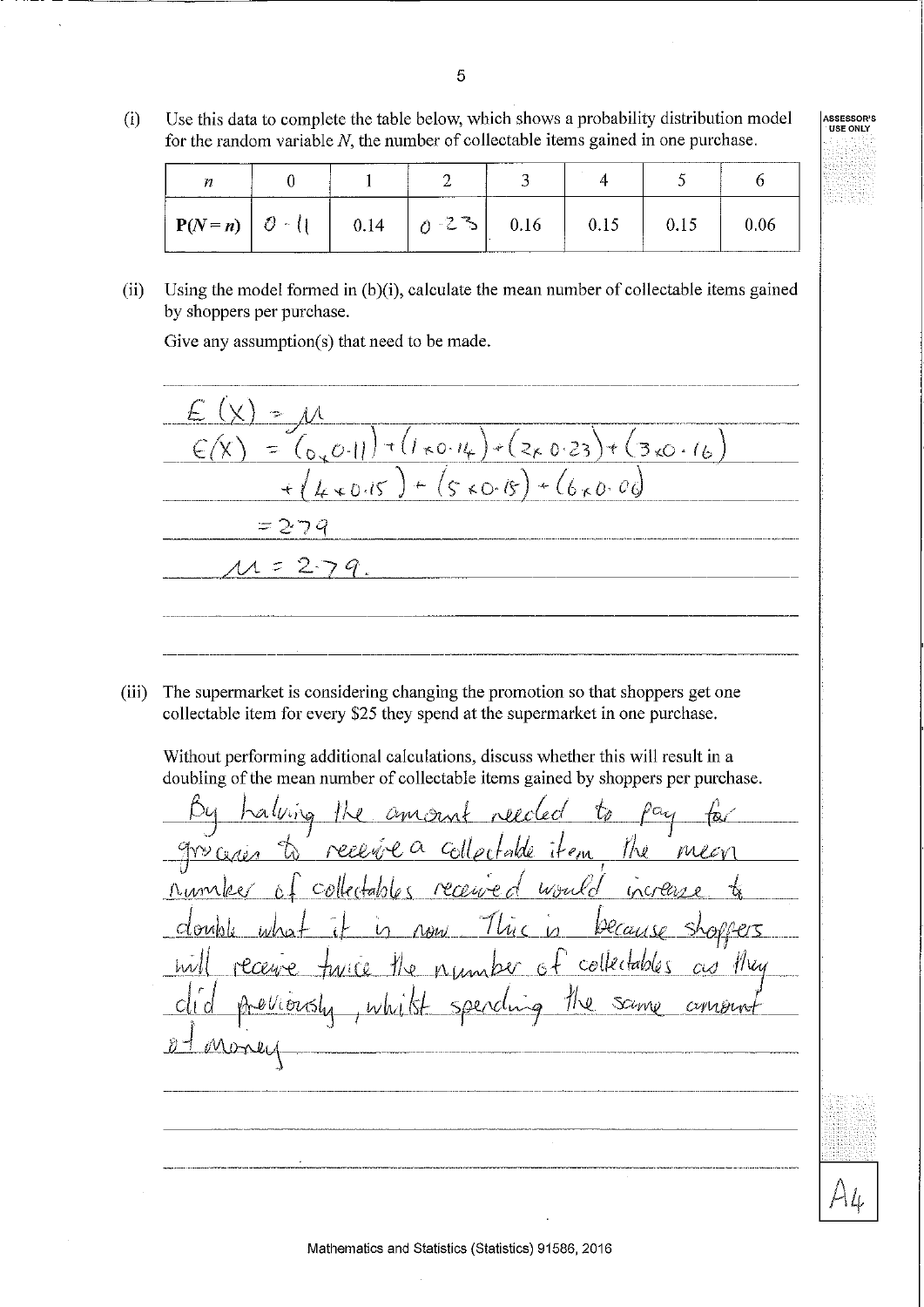(i) Use this data to complete the table below, which shows a probability distribution model for the random variable $N$, the number of collectable items gained in one purchase.

| $n$ | 0 | 1 | 2 | 3 | 4 | 5 | 6 |
|---|---|---|---|---|---|---|---|
| $P(N = n)$ | 0.11 | 0.14 | 0.23 | 0.16 | 0.15 | 0.15 | 0.06 |

(ii) Using the model formed in (b)(i), calculate the mean number of collectable items gained by shoppers per purchase.

Give any assumption(s) that need to be made.

$E(X) = \mu$

$E(X) = (0 \times 0.11) + (1 \times 0.14) + (2 \times 0.23) + (3 \times 0.16) + (4 \times 0.15) + (5 \times 0.15) + (6 \times 0.06)$

$= 2.79$

$\mu = 2.79.$

(iii) The supermarket is considering changing the promotion so that shoppers get one collectable item for every $25 they spend at the supermarket in one purchase.

Without performing additional calculations, discuss whether this will result in a doubling of the mean number of collectable items gained by shoppers per purchase.

By halving the amount needed to pay for groceries to receive a collectable item the mean number of collectables received would increase to double what it is now. This is because shoppers will receive twice the number of collectables as they did previously, whilst spending the same amount of money

A4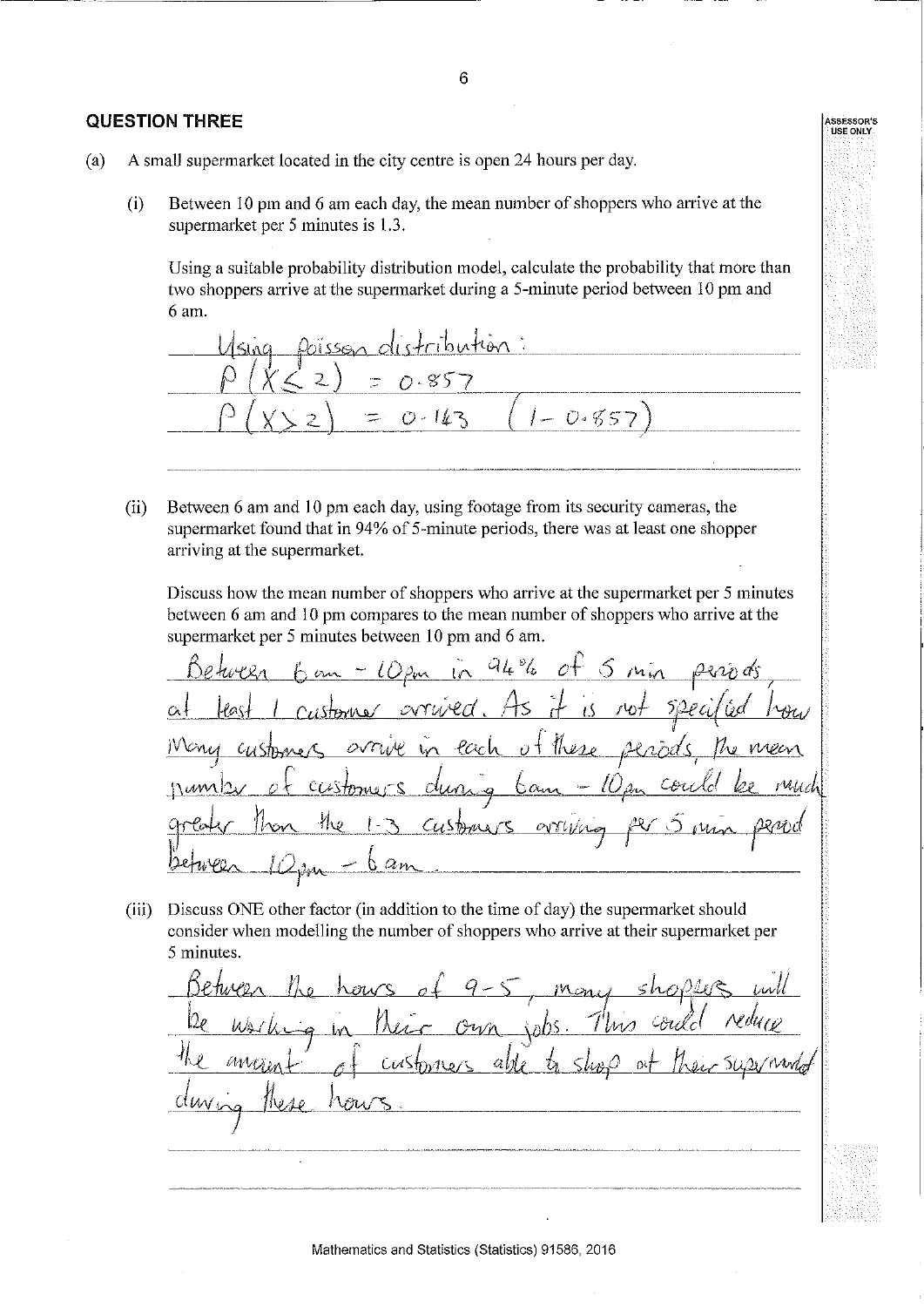## QUESTION THREE

(a) A small supermarket located in the city centre is open 24 hours per day.

(i) Between 10 pm and 6 am each day, the mean number of shoppers who arrive at the supermarket per 5 minutes is 1.3.

Using a suitable probability distribution model, calculate the probability that more than two shoppers arrive at the supermarket during a 5-minute period between 10 pm and 6 am.

Using poisson distribution:

$P(X \leq 2) = 0.857$

$P(X > 2) = 0.143 \quad (1 - 0.857)$

(ii) Between 6 am and 10 pm each day, using footage from its security cameras, the supermarket found that in 94% of 5-minute periods, there was at least one shopper arriving at the supermarket.

Discuss how the mean number of shoppers who arrive at the supermarket per 5 minutes between 6 am and 10 pm compares to the mean number of shoppers who arrive at the supermarket per 5 minutes between 10 pm and 6 am.

Between 6am - 10pm in 94% of 5 min periods, at least 1 customer arrived. As it is not specified how many customers arrive in each of these periods, the mean number of customers during 6am - 10pm could be much greater than the 1.3 customers arriving per 5 min period between 10pm - 6am.

(iii) Discuss ONE other factor (in addition to the time of day) the supermarket should consider when modelling the number of shoppers who arrive at their supermarket per 5 minutes.

Between the hours of 9-5, many shoppers will be working in their own jobs. This could reduce the amount of customers able to shop at their supermarket during these hours.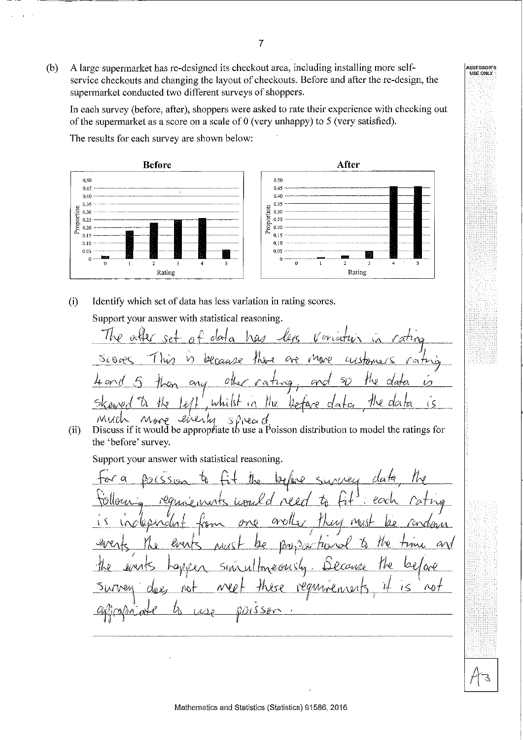(b) A large supermarket has re-designed its checkout area, including installing more self-service checkouts and changing the layout of checkouts. Before and after the re-design, the supermarket conducted two different surveys of shoppers.

In each survey (before, after), shoppers were asked to rate their experience with checking out of the supermarket as a score on a scale of 0 (very unhappy) to 5 (very satisfied).

The results for each survey are shown below:

**Before**

**After**

(i) Identify which set of data has less variation in rating scores.

Support your answer with statistical reasoning.

The after set of data has less variation in rating scores. This is because there are more customers rating 4 and 5 than any other rating, and so the data is skewed to the left, whilst in the before data, the data is much more evenly spread.

(ii) Discuss if it would be appropriate to use a Poisson distribution to model the ratings for the 'before' survey.

Support your answer with statistical reasoning.

For a poisson to fit the before survey data, the following requirements would need to fit: each rating is independent from one another, they must be random events. The events must be proportional to the time and the events happen simultaneously. Because the before survey does not meet these requirements, it is not appropriate to use poisson.

A3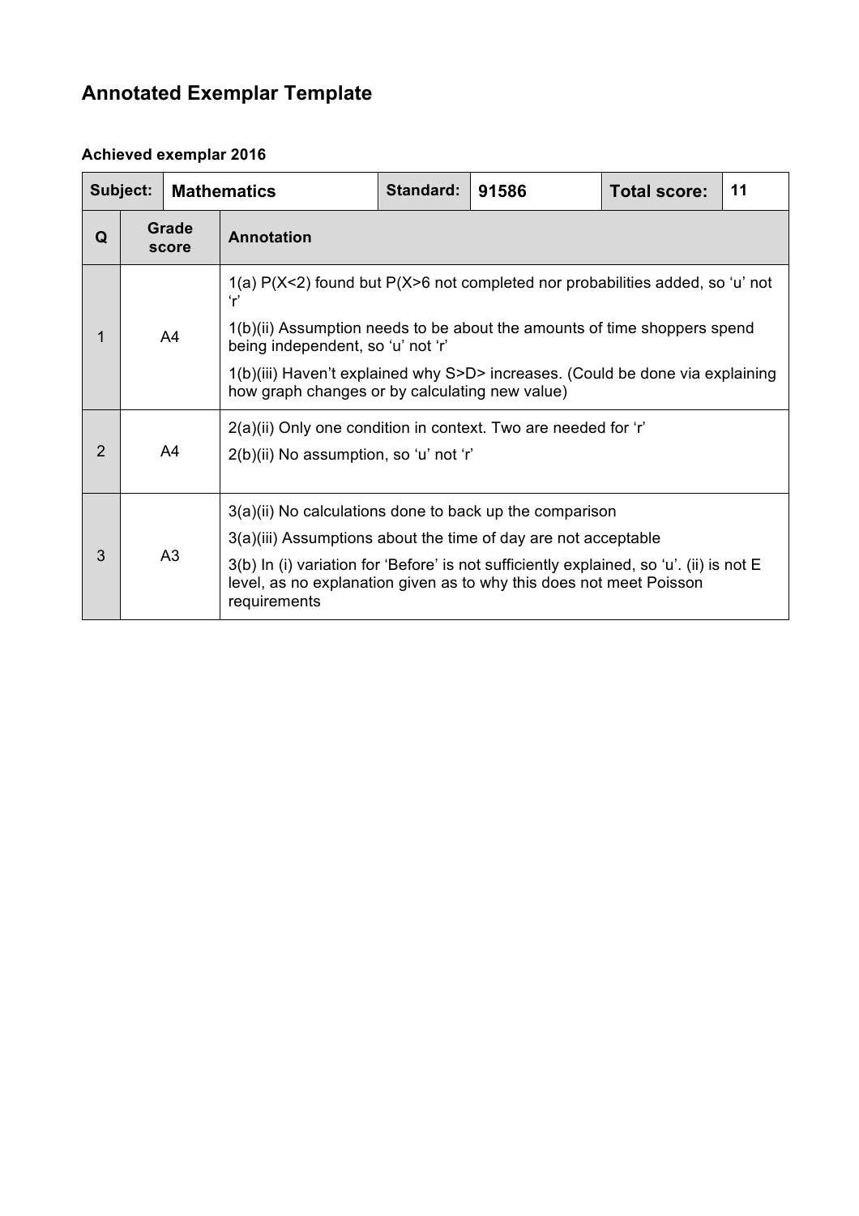# Annotated Exemplar Template

**Achieved exemplar 2016**

| Subject: | Mathematics | Standard: | 91586 | Total score: | 11 |
|---|---|---|---|---|---|

| Q | Grade score | Annotation |
|---|---|---|
| 1 | A4 | 1(a) $P(X<2)$ found but $P(X>6$ not completed nor probabilities added, so ‘u’ not ‘r’<br><br>1(b)(ii) Assumption needs to be about the amounts of time shoppers spend being independent, so ‘u’ not ‘r’<br><br>1(b)(iii) Haven’t explained why S>D> increases. (Could be done via explaining how graph changes or by calculating new value) |
| 2 | A4 | 2(a)(ii) Only one condition in context. Two are needed for ‘r’<br><br>2(b)(ii) No assumption, so ‘u’ not ‘r’ |
| 3 | A3 | 3(a)(ii) No calculations done to back up the comparison<br><br>3(a)(iii) Assumptions about the time of day are not acceptable<br><br>3(b) In (i) variation for ‘Before’ is not sufficiently explained, so ‘u’. (ii) is not E level, as no explanation given as to why this does not meet Poisson requirements |